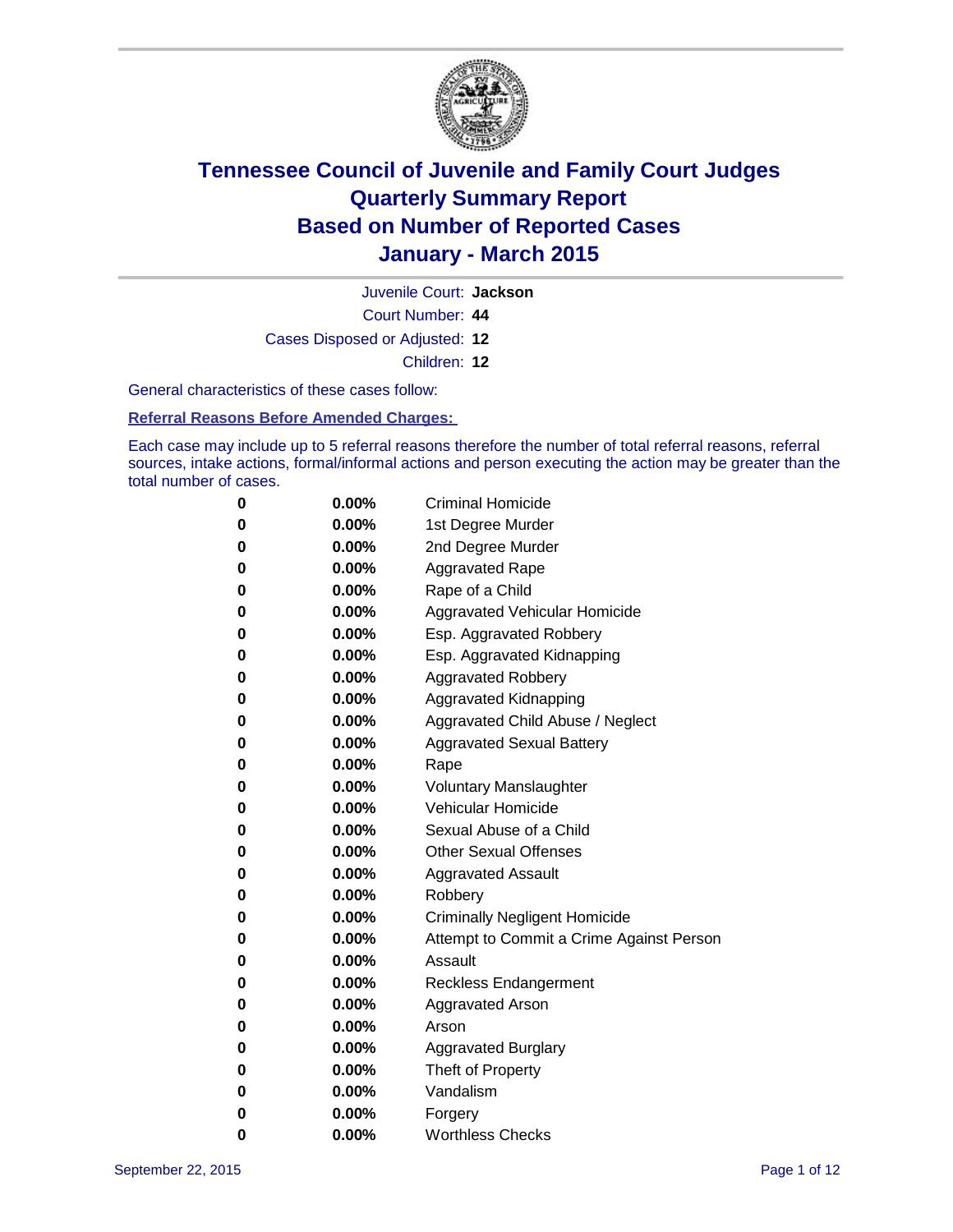# Tennessee Council of Juvenile and Family Court Judges
# Quarterly Summary Report
# Based on Number of Reported Cases
# January - March 2015

Juvenile Court: **Jackson**
Court Number: **44**
Cases Disposed or Adjusted: **12**
Children: **12**

General characteristics of these cases follow:

**Referral Reasons Before Amended Charges:**

Each case may include up to 5 referral reasons therefore the number of total referral reasons, referral sources, intake actions, formal/informal actions and person executing the action may be greater than the total number of cases.

| | | |
|---|---|---|
| **0** | **0.00%** | Criminal Homicide |
| **0** | **0.00%** | 1st Degree Murder |
| **0** | **0.00%** | 2nd Degree Murder |
| **0** | **0.00%** | Aggravated Rape |
| **0** | **0.00%** | Rape of a Child |
| **0** | **0.00%** | Aggravated Vehicular Homicide |
| **0** | **0.00%** | Esp. Aggravated Robbery |
| **0** | **0.00%** | Esp. Aggravated Kidnapping |
| **0** | **0.00%** | Aggravated Robbery |
| **0** | **0.00%** | Aggravated Kidnapping |
| **0** | **0.00%** | Aggravated Child Abuse / Neglect |
| **0** | **0.00%** | Aggravated Sexual Battery |
| **0** | **0.00%** | Rape |
| **0** | **0.00%** | Voluntary Manslaughter |
| **0** | **0.00%** | Vehicular Homicide |
| **0** | **0.00%** | Sexual Abuse of a Child |
| **0** | **0.00%** | Other Sexual Offenses |
| **0** | **0.00%** | Aggravated Assault |
| **0** | **0.00%** | Robbery |
| **0** | **0.00%** | Criminally Negligent Homicide |
| **0** | **0.00%** | Attempt to Commit a Crime Against Person |
| **0** | **0.00%** | Assault |
| **0** | **0.00%** | Reckless Endangerment |
| **0** | **0.00%** | Aggravated Arson |
| **0** | **0.00%** | Arson |
| **0** | **0.00%** | Aggravated Burglary |
| **0** | **0.00%** | Theft of Property |
| **0** | **0.00%** | Vandalism |
| **0** | **0.00%** | Forgery |
| **0** | **0.00%** | Worthless Checks |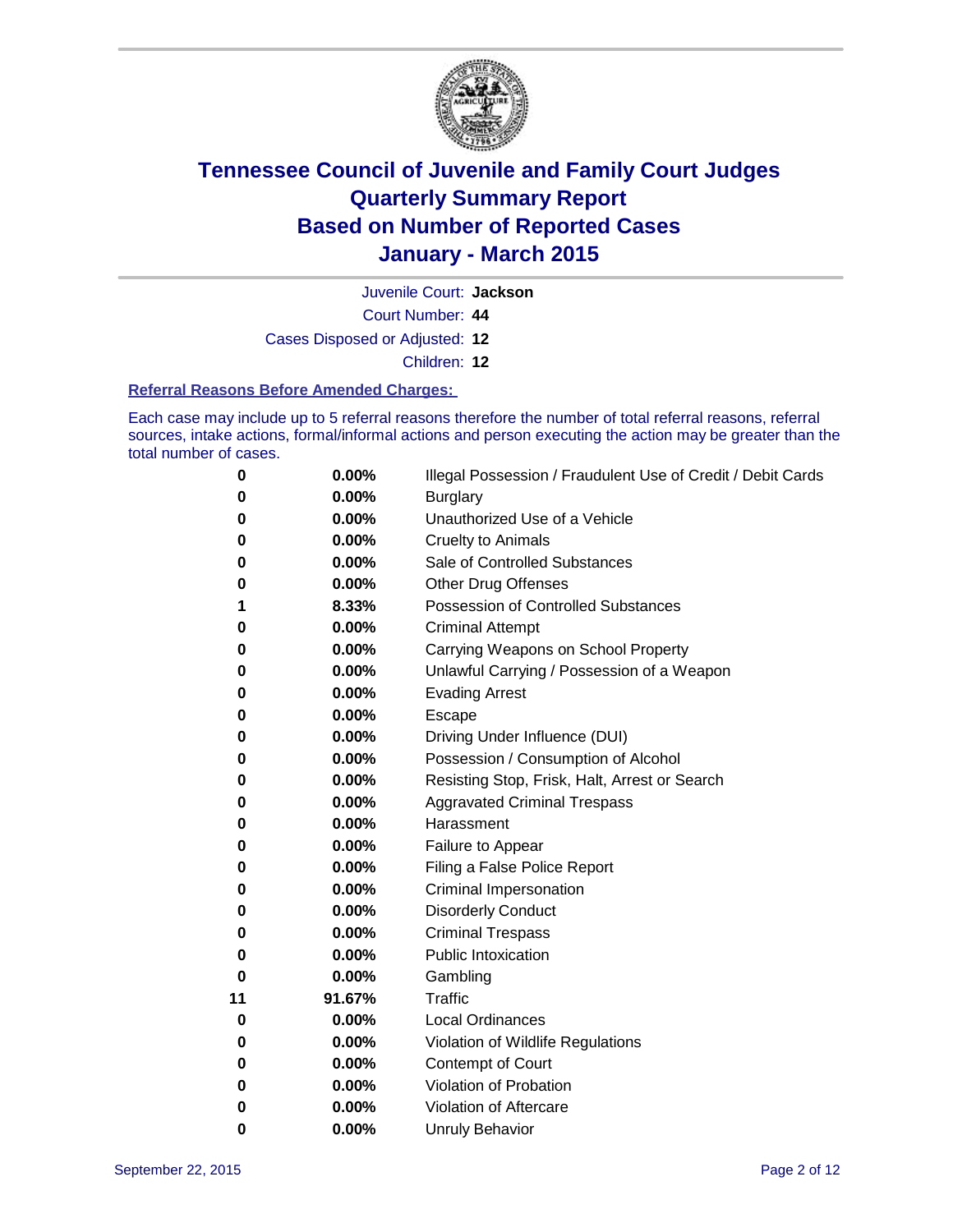# Tennessee Council of Juvenile and Family Court Judges
# Quarterly Summary Report
# Based on Number of Reported Cases
# January - March 2015

Juvenile Court: **Jackson**

Court Number: **44**

Cases Disposed or Adjusted: **12**

Children: **12**

### Referral Reasons Before Amended Charges:

Each case may include up to 5 referral reasons therefore the number of total referral reasons, referral sources, intake actions, formal/informal actions and person executing the action may be greater than the total number of cases.

| | | |
|---|---|---|
| **0** | **0.00%** | Illegal Possession / Fraudulent Use of Credit / Debit Cards |
| **0** | **0.00%** | Burglary |
| **0** | **0.00%** | Unauthorized Use of a Vehicle |
| **0** | **0.00%** | Cruelty to Animals |
| **0** | **0.00%** | Sale of Controlled Substances |
| **0** | **0.00%** | Other Drug Offenses |
| **1** | **8.33%** | Possession of Controlled Substances |
| **0** | **0.00%** | Criminal Attempt |
| **0** | **0.00%** | Carrying Weapons on School Property |
| **0** | **0.00%** | Unlawful Carrying / Possession of a Weapon |
| **0** | **0.00%** | Evading Arrest |
| **0** | **0.00%** | Escape |
| **0** | **0.00%** | Driving Under Influence (DUI) |
| **0** | **0.00%** | Possession / Consumption of Alcohol |
| **0** | **0.00%** | Resisting Stop, Frisk, Halt, Arrest or Search |
| **0** | **0.00%** | Aggravated Criminal Trespass |
| **0** | **0.00%** | Harassment |
| **0** | **0.00%** | Failure to Appear |
| **0** | **0.00%** | Filing a False Police Report |
| **0** | **0.00%** | Criminal Impersonation |
| **0** | **0.00%** | Disorderly Conduct |
| **0** | **0.00%** | Criminal Trespass |
| **0** | **0.00%** | Public Intoxication |
| **0** | **0.00%** | Gambling |
| **11** | **91.67%** | Traffic |
| **0** | **0.00%** | Local Ordinances |
| **0** | **0.00%** | Violation of Wildlife Regulations |
| **0** | **0.00%** | Contempt of Court |
| **0** | **0.00%** | Violation of Probation |
| **0** | **0.00%** | Violation of Aftercare |
| **0** | **0.00%** | Unruly Behavior |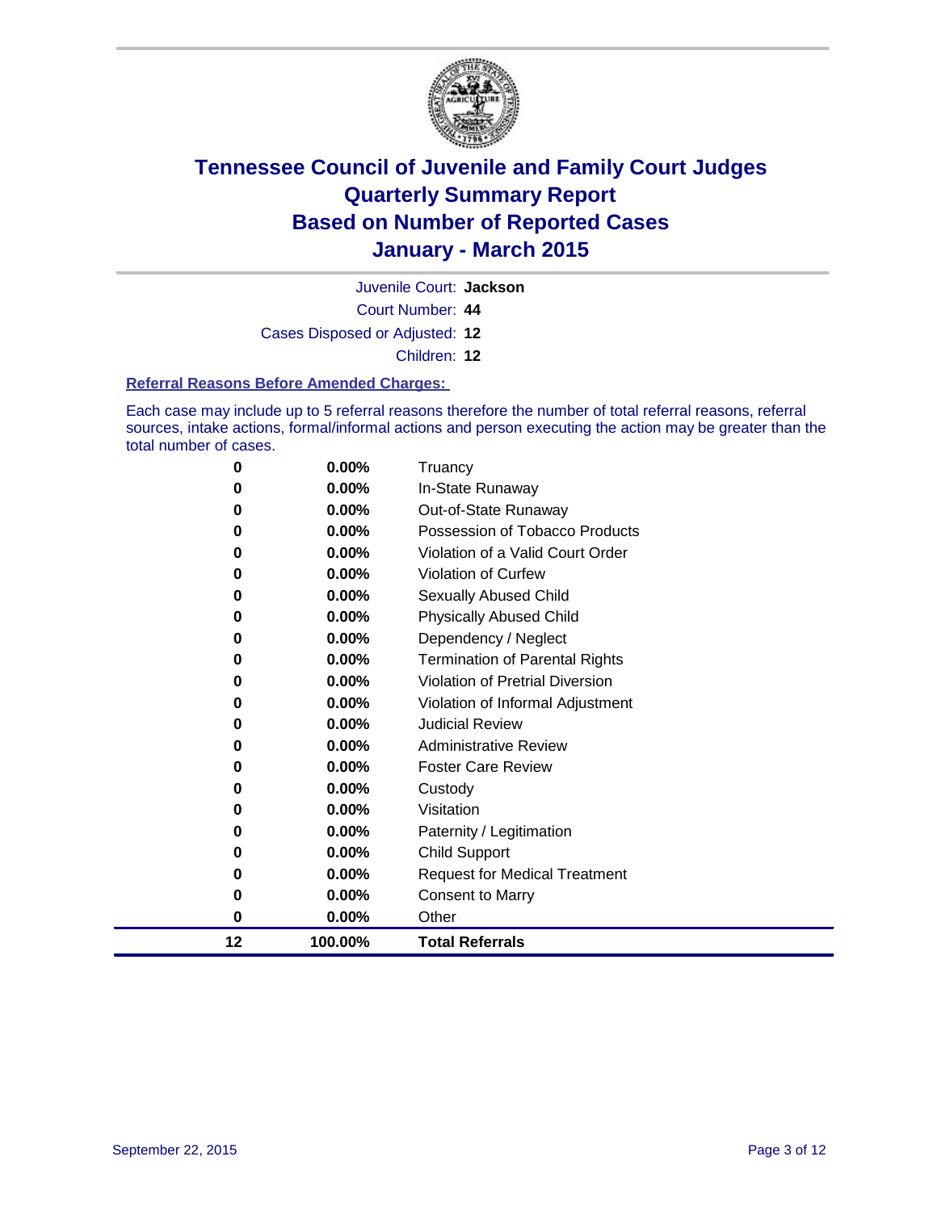# Tennessee Council of Juvenile and Family Court Judges
## Quarterly Summary Report
## Based on Number of Reported Cases
## January - March 2015

Juvenile Court: **Jackson**

Court Number: **44**

Cases Disposed or Adjusted: **12**

Children: **12**

### Referral Reasons Before Amended Charges:

Each case may include up to 5 referral reasons therefore the number of total referral reasons, referral sources, intake actions, formal/informal actions and person executing the action may be greater than the total number of cases.

| | | |
|---|---|---|
| 0 | 0.00% | Truancy |
| 0 | 0.00% | In-State Runaway |
| 0 | 0.00% | Out-of-State Runaway |
| 0 | 0.00% | Possession of Tobacco Products |
| 0 | 0.00% | Violation of a Valid Court Order |
| 0 | 0.00% | Violation of Curfew |
| 0 | 0.00% | Sexually Abused Child |
| 0 | 0.00% | Physically Abused Child |
| 0 | 0.00% | Dependency / Neglect |
| 0 | 0.00% | Termination of Parental Rights |
| 0 | 0.00% | Violation of Pretrial Diversion |
| 0 | 0.00% | Violation of Informal Adjustment |
| 0 | 0.00% | Judicial Review |
| 0 | 0.00% | Administrative Review |
| 0 | 0.00% | Foster Care Review |
| 0 | 0.00% | Custody |
| 0 | 0.00% | Visitation |
| 0 | 0.00% | Paternity / Legitimation |
| 0 | 0.00% | Child Support |
| 0 | 0.00% | Request for Medical Treatment |
| 0 | 0.00% | Consent to Marry |
| 0 | 0.00% | Other |
| **12** | **100.00%** | **Total Referrals** |

September 22, 2015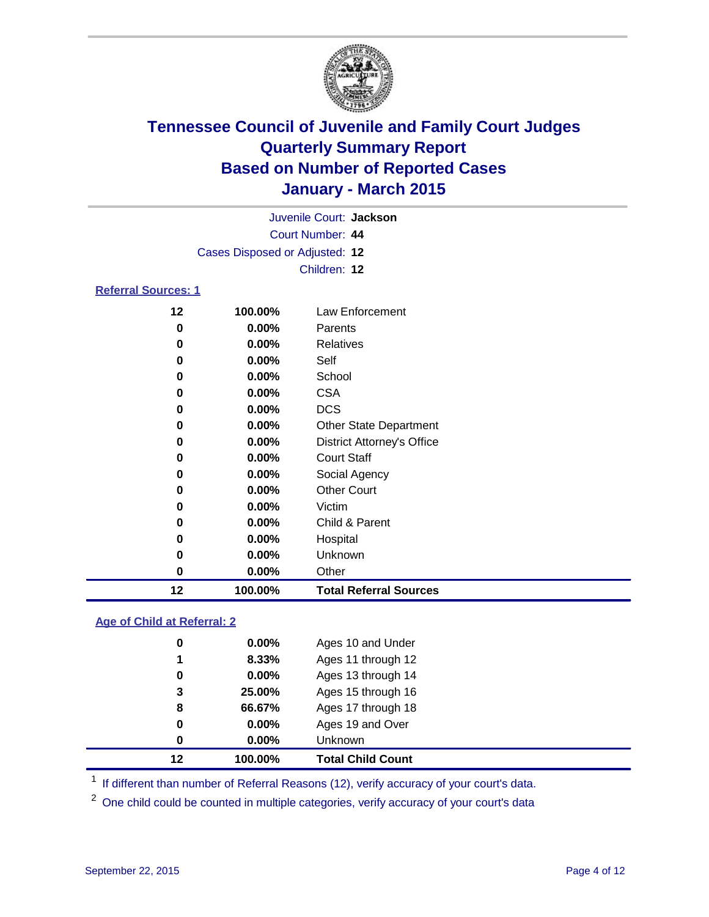# Tennessee Council of Juvenile and Family Court Judges
# Quarterly Summary Report
# Based on Number of Reported Cases
# January - March 2015

Juvenile Court: **Jackson**

Court Number: **44**

Cases Disposed or Adjusted: **12**

Children: **12**

## Referral Sources: 1

| | | |
|---|---|---|
| 12 | 100.00% | Law Enforcement |
| 0 | 0.00% | Parents |
| 0 | 0.00% | Relatives |
| 0 | 0.00% | Self |
| 0 | 0.00% | School |
| 0 | 0.00% | CSA |
| 0 | 0.00% | DCS |
| 0 | 0.00% | Other State Department |
| 0 | 0.00% | District Attorney's Office |
| 0 | 0.00% | Court Staff |
| 0 | 0.00% | Social Agency |
| 0 | 0.00% | Other Court |
| 0 | 0.00% | Victim |
| 0 | 0.00% | Child & Parent |
| 0 | 0.00% | Hospital |
| 0 | 0.00% | Unknown |
| 0 | 0.00% | Other |
| **12** | **100.00%** | **Total Referral Sources** |

## Age of Child at Referral: 2

| | | |
|---|---|---|
| 0 | 0.00% | Ages 10 and Under |
| 1 | 8.33% | Ages 11 through 12 |
| 0 | 0.00% | Ages 13 through 14 |
| 3 | 25.00% | Ages 15 through 16 |
| 8 | 66.67% | Ages 17 through 18 |
| 0 | 0.00% | Ages 19 and Over |
| 0 | 0.00% | Unknown |
| **12** | **100.00%** | **Total Child Count** |

[1] If different than number of Referral Reasons (12), verify accuracy of your court's data.

[2] One child could be counted in multiple categories, verify accuracy of your court's data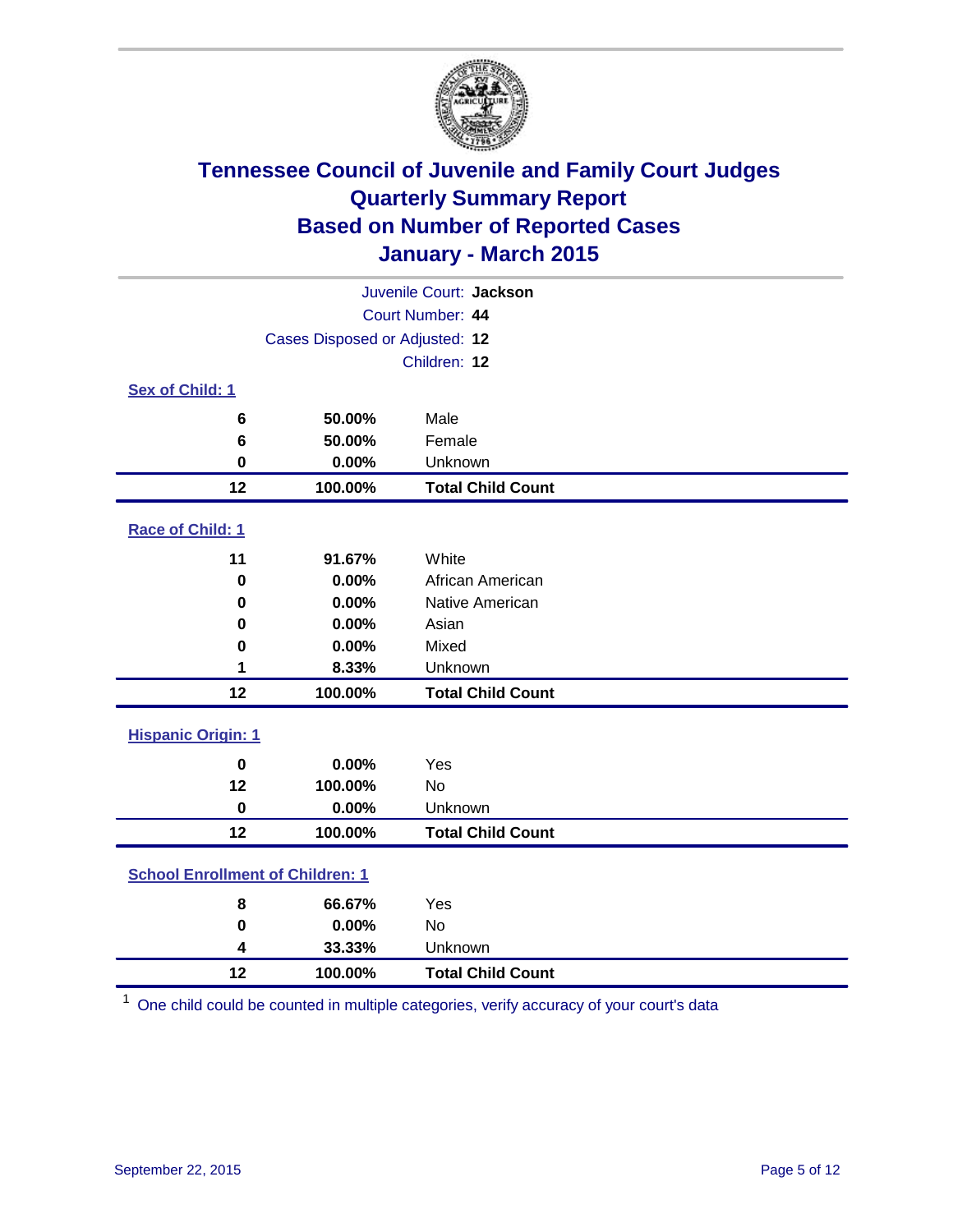# Tennessee Council of Juvenile and Family Court Judges
## Quarterly Summary Report
## Based on Number of Reported Cases
## January - March 2015

Juvenile Court: **Jackson**
Court Number: **44**
Cases Disposed or Adjusted: **12**
Children: **12**

### Sex of Child: 1

| | | |
|---|---|---|
| **6** | **50.00%** | Male |
| **6** | **50.00%** | Female |
| **0** | **0.00%** | Unknown |
| **12** | **100.00%** | **Total Child Count** |

### Race of Child: 1

| | | |
|---|---|---|
| **11** | **91.67%** | White |
| **0** | **0.00%** | African American |
| **0** | **0.00%** | Native American |
| **0** | **0.00%** | Asian |
| **0** | **0.00%** | Mixed |
| **1** | **8.33%** | Unknown |
| **12** | **100.00%** | **Total Child Count** |

### Hispanic Origin: 1

| | | |
|---|---|---|
| **0** | **0.00%** | Yes |
| **12** | **100.00%** | No |
| **0** | **0.00%** | Unknown |
| **12** | **100.00%** | **Total Child Count** |

### School Enrollment of Children: 1

| | | |
|---|---|---|
| **8** | **66.67%** | Yes |
| **0** | **0.00%** | No |
| **4** | **33.33%** | Unknown |
| **12** | **100.00%** | **Total Child Count** |

[1] One child could be counted in multiple categories, verify accuracy of your court's data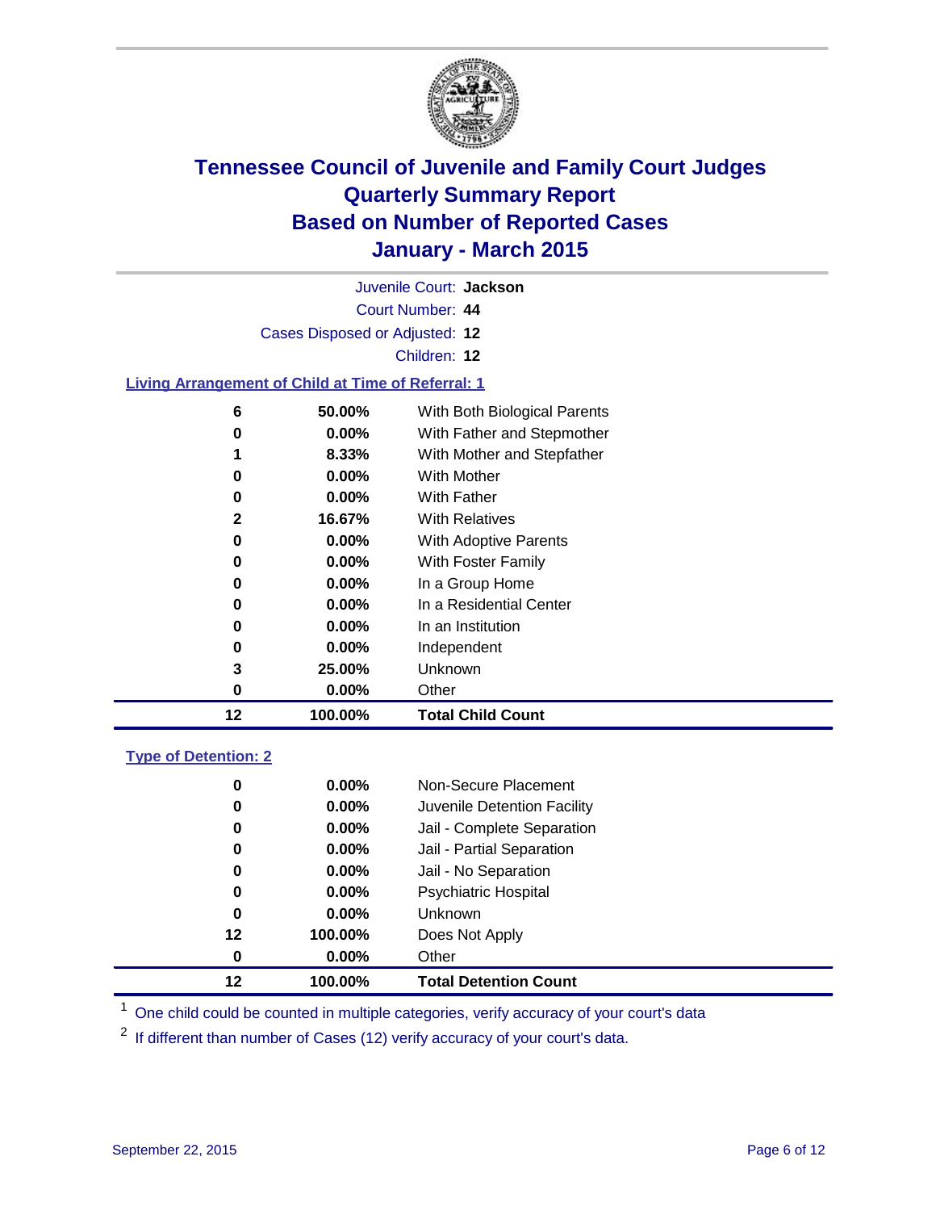# Tennessee Council of Juvenile and Family Court Judges
# Quarterly Summary Report
# Based on Number of Reported Cases
# January - March 2015

Juvenile Court: **Jackson**

Court Number: **44**

Cases Disposed or Adjusted: **12**

Children: **12**

## Living Arrangement of Child at Time of Referral: 1

| | | |
|---|---|---|
| 6 | 50.00% | With Both Biological Parents |
| 0 | 0.00% | With Father and Stepmother |
| 1 | 8.33% | With Mother and Stepfather |
| 0 | 0.00% | With Mother |
| 0 | 0.00% | With Father |
| 2 | 16.67% | With Relatives |
| 0 | 0.00% | With Adoptive Parents |
| 0 | 0.00% | With Foster Family |
| 0 | 0.00% | In a Group Home |
| 0 | 0.00% | In a Residential Center |
| 0 | 0.00% | In an Institution |
| 0 | 0.00% | Independent |
| 3 | 25.00% | Unknown |
| 0 | 0.00% | Other |
| **12** | **100.00%** | **Total Child Count** |

## Type of Detention: 2

| | | |
|---|---|---|
| 0 | 0.00% | Non-Secure Placement |
| 0 | 0.00% | Juvenile Detention Facility |
| 0 | 0.00% | Jail - Complete Separation |
| 0 | 0.00% | Jail - Partial Separation |
| 0 | 0.00% | Jail - No Separation |
| 0 | 0.00% | Psychiatric Hospital |
| 0 | 0.00% | Unknown |
| 12 | 100.00% | Does Not Apply |
| 0 | 0.00% | Other |
| **12** | **100.00%** | **Total Detention Count** |

[1] One child could be counted in multiple categories, verify accuracy of your court's data

[2] If different than number of Cases (12) verify accuracy of your court's data.

September 22, 2015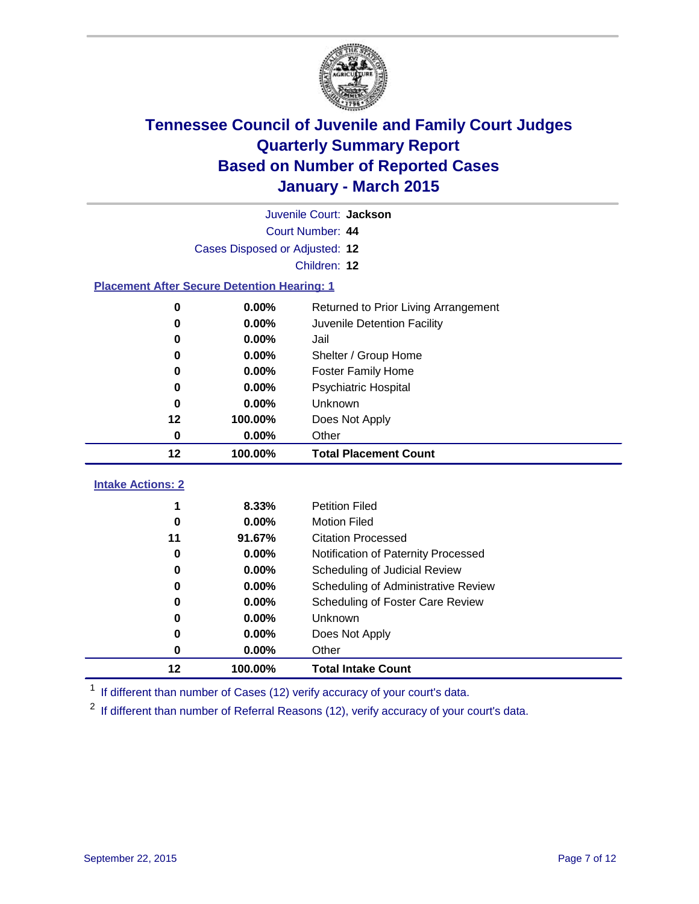# Tennessee Council of Juvenile and Family Court Judges
# Quarterly Summary Report
# Based on Number of Reported Cases
# January - March 2015

Juvenile Court: **Jackson**

Court Number: **44**

Cases Disposed or Adjusted: **12**

Children: **12**

### Placement After Secure Detention Hearing: 1

| | | |
|---|---|---|
| **0** | **0.00%** | Returned to Prior Living Arrangement |
| **0** | **0.00%** | Juvenile Detention Facility |
| **0** | **0.00%** | Jail |
| **0** | **0.00%** | Shelter / Group Home |
| **0** | **0.00%** | Foster Family Home |
| **0** | **0.00%** | Psychiatric Hospital |
| **0** | **0.00%** | Unknown |
| **12** | **100.00%** | Does Not Apply |
| **0** | **0.00%** | Other |
| **12** | **100.00%** | **Total Placement Count** |

### Intake Actions: 2

| | | |
|---|---|---|
| **1** | **8.33%** | Petition Filed |
| **0** | **0.00%** | Motion Filed |
| **11** | **91.67%** | Citation Processed |
| **0** | **0.00%** | Notification of Paternity Processed |
| **0** | **0.00%** | Scheduling of Judicial Review |
| **0** | **0.00%** | Scheduling of Administrative Review |
| **0** | **0.00%** | Scheduling of Foster Care Review |
| **0** | **0.00%** | Unknown |
| **0** | **0.00%** | Does Not Apply |
| **0** | **0.00%** | Other |
| **12** | **100.00%** | **Total Intake Count** |

[1] If different than number of Cases (12) verify accuracy of your court's data.

[2] If different than number of Referral Reasons (12), verify accuracy of your court's data.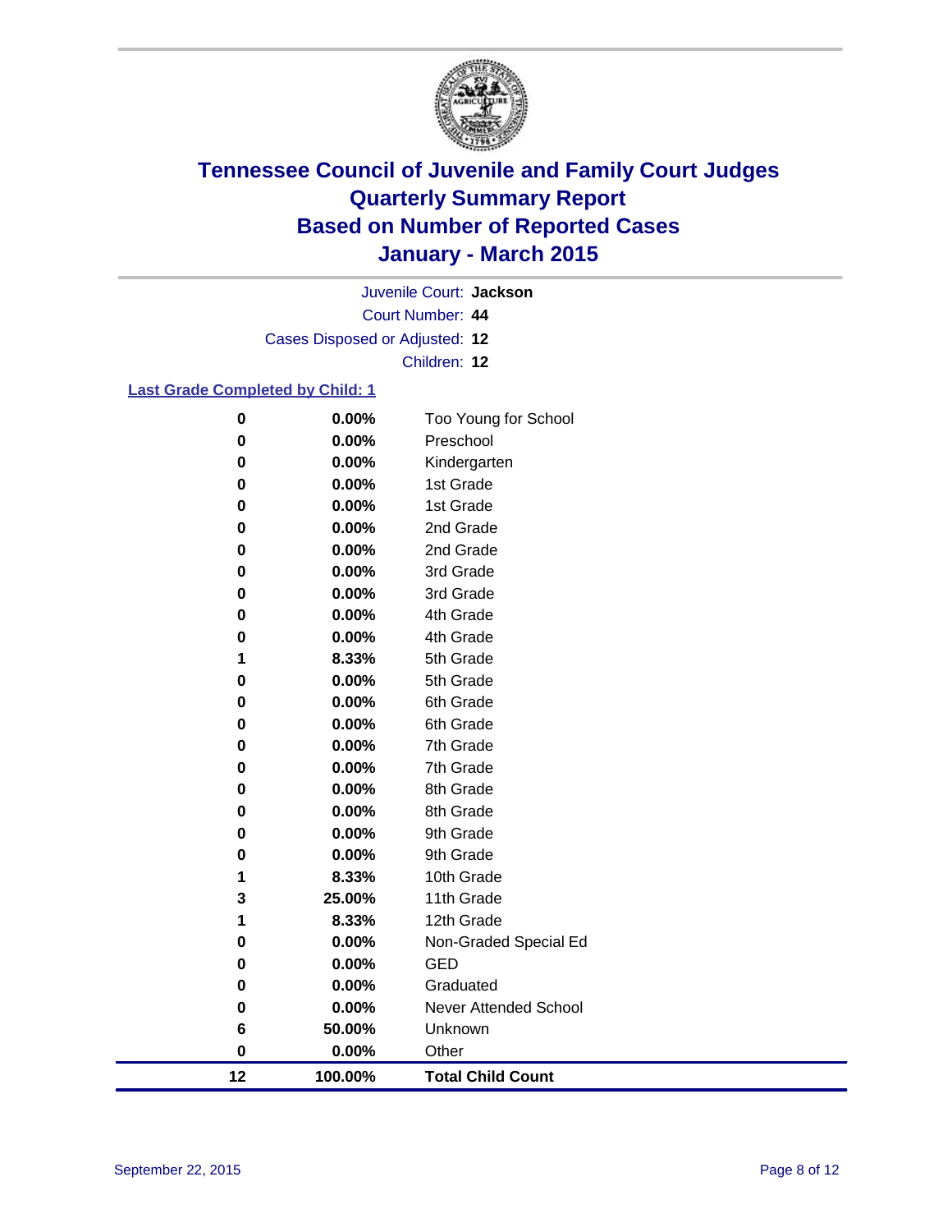# Tennessee Council of Juvenile and Family Court Judges
# Quarterly Summary Report
# Based on Number of Reported Cases
# January - March 2015

Juvenile Court: **Jackson**

Court Number: **44**

Cases Disposed or Adjusted: **12**

Children: **12**

### Last Grade Completed by Child: 1

| | | |
|---|---|---|
| 0 | 0.00% | Too Young for School |
| 0 | 0.00% | Preschool |
| 0 | 0.00% | Kindergarten |
| 0 | 0.00% | 1st Grade |
| 0 | 0.00% | 1st Grade |
| 0 | 0.00% | 2nd Grade |
| 0 | 0.00% | 2nd Grade |
| 0 | 0.00% | 3rd Grade |
| 0 | 0.00% | 3rd Grade |
| 0 | 0.00% | 4th Grade |
| 0 | 0.00% | 4th Grade |
| 1 | 8.33% | 5th Grade |
| 0 | 0.00% | 5th Grade |
| 0 | 0.00% | 6th Grade |
| 0 | 0.00% | 6th Grade |
| 0 | 0.00% | 7th Grade |
| 0 | 0.00% | 7th Grade |
| 0 | 0.00% | 8th Grade |
| 0 | 0.00% | 8th Grade |
| 0 | 0.00% | 9th Grade |
| 0 | 0.00% | 9th Grade |
| 1 | 8.33% | 10th Grade |
| 3 | 25.00% | 11th Grade |
| 1 | 8.33% | 12th Grade |
| 0 | 0.00% | Non-Graded Special Ed |
| 0 | 0.00% | GED |
| 0 | 0.00% | Graduated |
| 0 | 0.00% | Never Attended School |
| 6 | 50.00% | Unknown |
| 0 | 0.00% | Other |
| **12** | **100.00%** | **Total Child Count** |

September 22, 2015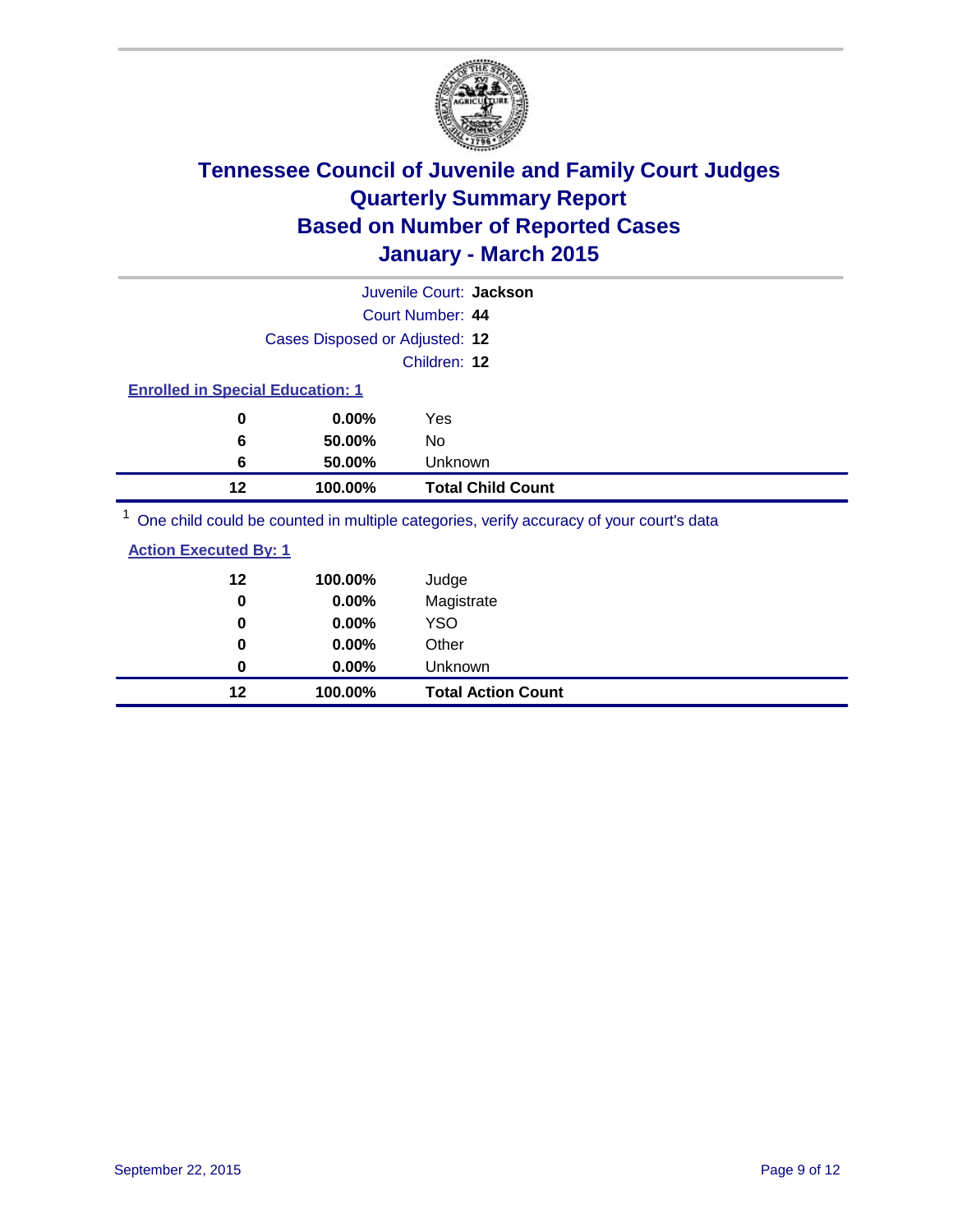# Tennessee Council of Juvenile and Family Court Judges
# Quarterly Summary Report
# Based on Number of Reported Cases
# January - March 2015

Juvenile Court: **Jackson**

Court Number: **44**

Cases Disposed or Adjusted: **12**

Children: **12**

**Enrolled in Special Education: 1**

| | | |
|---|---|---|
| **0** | **0.00%** | Yes |
| **6** | **50.00%** | No |
| **6** | **50.00%** | Unknown |
| **12** | **100.00%** | **Total Child Count** |

[1] One child could be counted in multiple categories, verify accuracy of your court's data

**Action Executed By: 1**

| | | |
|---|---|---|
| **12** | **100.00%** | Judge |
| **0** | **0.00%** | Magistrate |
| **0** | **0.00%** | YSO |
| **0** | **0.00%** | Other |
| **0** | **0.00%** | Unknown |
| **12** | **100.00%** | **Total Action Count** |

September 22, 2015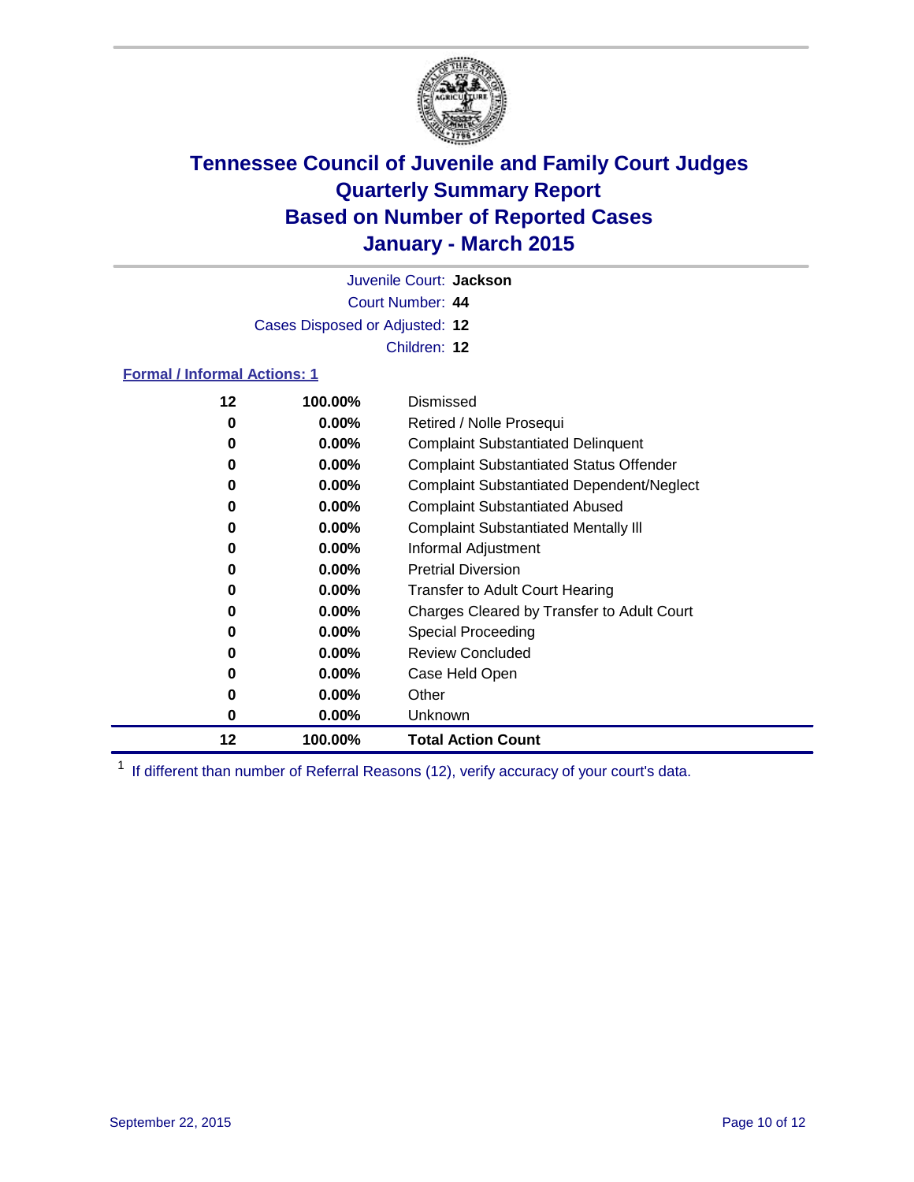# Tennessee Council of Juvenile and Family Court Judges
# Quarterly Summary Report
# Based on Number of Reported Cases
# January - March 2015

Juvenile Court: **Jackson**

Court Number: **44**

Cases Disposed or Adjusted: **12**

Children: **12**

**Formal / Informal Actions: 1**

| | | |
|---|---|---|
| **12** | **100.00%** | Dismissed |
| **0** | **0.00%** | Retired / Nolle Prosequi |
| **0** | **0.00%** | Complaint Substantiated Delinquent |
| **0** | **0.00%** | Complaint Substantiated Status Offender |
| **0** | **0.00%** | Complaint Substantiated Dependent/Neglect |
| **0** | **0.00%** | Complaint Substantiated Abused |
| **0** | **0.00%** | Complaint Substantiated Mentally Ill |
| **0** | **0.00%** | Informal Adjustment |
| **0** | **0.00%** | Pretrial Diversion |
| **0** | **0.00%** | Transfer to Adult Court Hearing |
| **0** | **0.00%** | Charges Cleared by Transfer to Adult Court |
| **0** | **0.00%** | Special Proceeding |
| **0** | **0.00%** | Review Concluded |
| **0** | **0.00%** | Case Held Open |
| **0** | **0.00%** | Other |
| **0** | **0.00%** | Unknown |
| **12** | **100.00%** | **Total Action Count** |

[1] If different than number of Referral Reasons (12), verify accuracy of your court's data.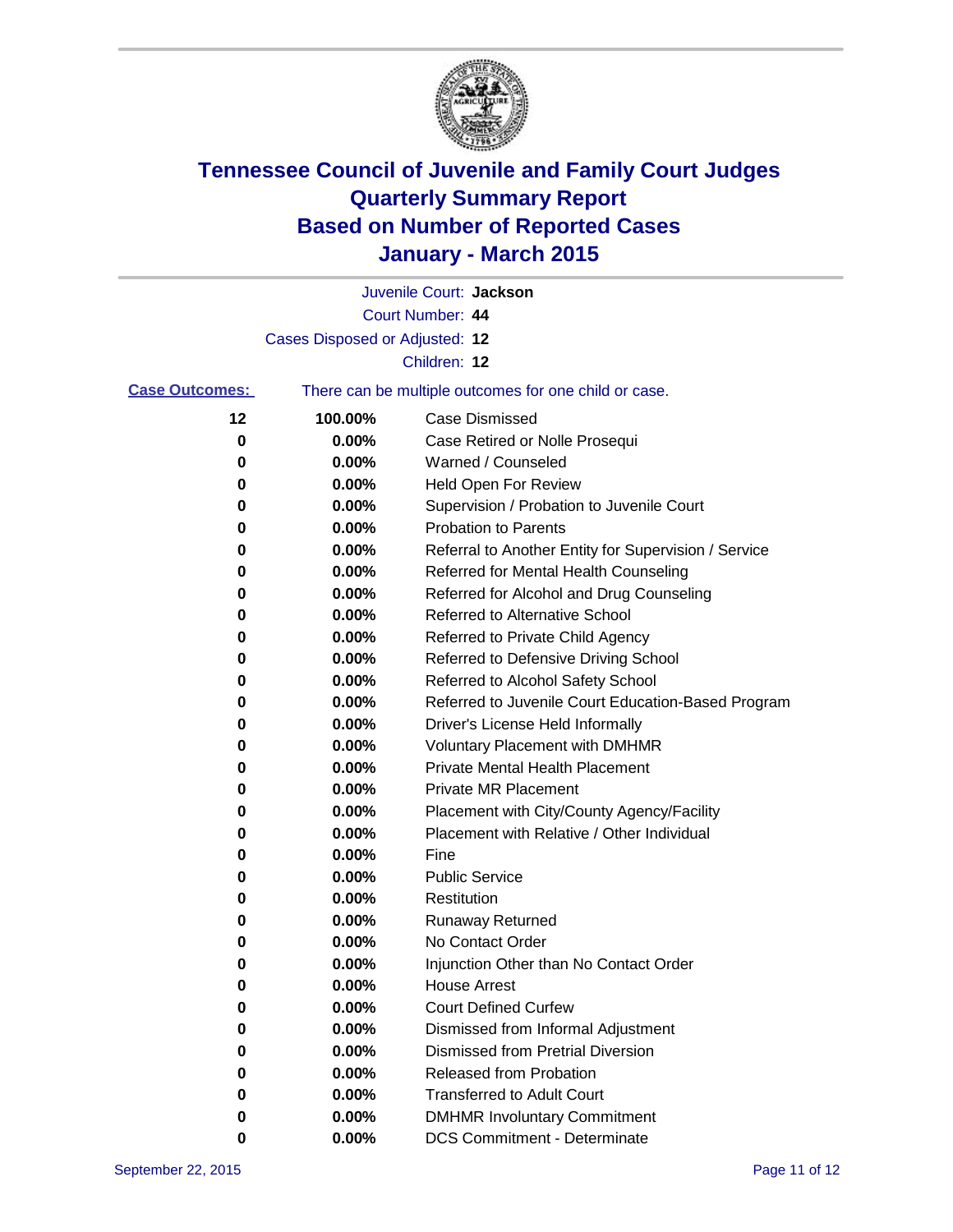# Tennessee Council of Juvenile and Family Court Judges
# Quarterly Summary Report
# Based on Number of Reported Cases
# January - March 2015

Juvenile Court: **Jackson**
Court Number: **44**
Cases Disposed or Adjusted: **12**
Children: **12**

**Case Outcomes:** There can be multiple outcomes for one child or case.

| | | |
|---|---|---|
| **12** | **100.00%** | Case Dismissed |
| **0** | **0.00%** | Case Retired or Nolle Prosequi |
| **0** | **0.00%** | Warned / Counseled |
| **0** | **0.00%** | Held Open For Review |
| **0** | **0.00%** | Supervision / Probation to Juvenile Court |
| **0** | **0.00%** | Probation to Parents |
| **0** | **0.00%** | Referral to Another Entity for Supervision / Service |
| **0** | **0.00%** | Referred for Mental Health Counseling |
| **0** | **0.00%** | Referred for Alcohol and Drug Counseling |
| **0** | **0.00%** | Referred to Alternative School |
| **0** | **0.00%** | Referred to Private Child Agency |
| **0** | **0.00%** | Referred to Defensive Driving School |
| **0** | **0.00%** | Referred to Alcohol Safety School |
| **0** | **0.00%** | Referred to Juvenile Court Education-Based Program |
| **0** | **0.00%** | Driver's License Held Informally |
| **0** | **0.00%** | Voluntary Placement with DMHMR |
| **0** | **0.00%** | Private Mental Health Placement |
| **0** | **0.00%** | Private MR Placement |
| **0** | **0.00%** | Placement with City/County Agency/Facility |
| **0** | **0.00%** | Placement with Relative / Other Individual |
| **0** | **0.00%** | Fine |
| **0** | **0.00%** | Public Service |
| **0** | **0.00%** | Restitution |
| **0** | **0.00%** | Runaway Returned |
| **0** | **0.00%** | No Contact Order |
| **0** | **0.00%** | Injunction Other than No Contact Order |
| **0** | **0.00%** | House Arrest |
| **0** | **0.00%** | Court Defined Curfew |
| **0** | **0.00%** | Dismissed from Informal Adjustment |
| **0** | **0.00%** | Dismissed from Pretrial Diversion |
| **0** | **0.00%** | Released from Probation |
| **0** | **0.00%** | Transferred to Adult Court |
| **0** | **0.00%** | DMHMR Involuntary Commitment |
| **0** | **0.00%** | DCS Commitment - Determinate |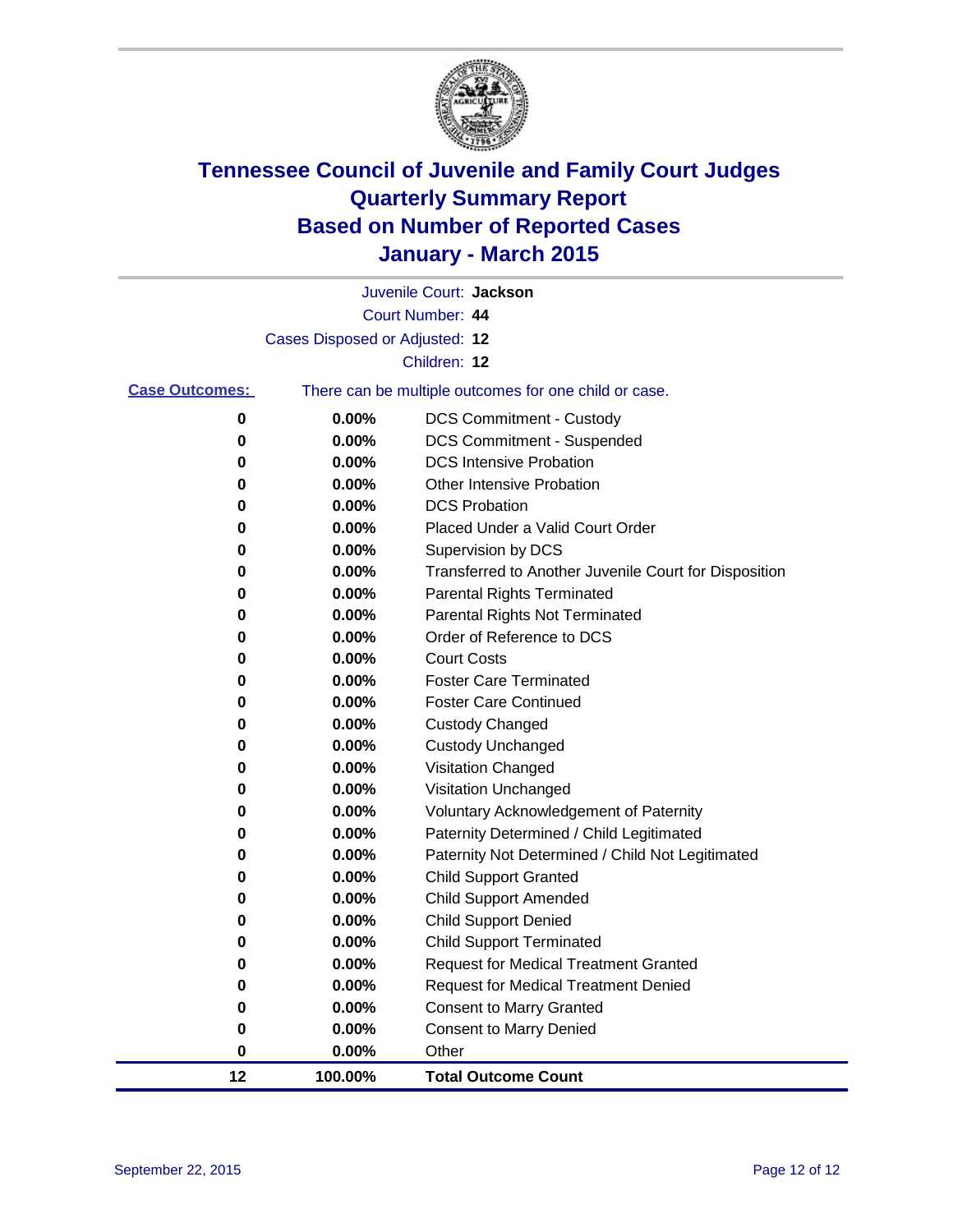# Tennessee Council of Juvenile and Family Court Judges
# Quarterly Summary Report
# Based on Number of Reported Cases
# January - March 2015

Juvenile Court: **Jackson**

Court Number: **44**

Cases Disposed or Adjusted: **12**

Children: **12**

**Case Outcomes:** There can be multiple outcomes for one child or case.

| | | |
|---|---|---|
| 0 | 0.00% | DCS Commitment - Custody |
| 0 | 0.00% | DCS Commitment - Suspended |
| 0 | 0.00% | DCS Intensive Probation |
| 0 | 0.00% | Other Intensive Probation |
| 0 | 0.00% | DCS Probation |
| 0 | 0.00% | Placed Under a Valid Court Order |
| 0 | 0.00% | Supervision by DCS |
| 0 | 0.00% | Transferred to Another Juvenile Court for Disposition |
| 0 | 0.00% | Parental Rights Terminated |
| 0 | 0.00% | Parental Rights Not Terminated |
| 0 | 0.00% | Order of Reference to DCS |
| 0 | 0.00% | Court Costs |
| 0 | 0.00% | Foster Care Terminated |
| 0 | 0.00% | Foster Care Continued |
| 0 | 0.00% | Custody Changed |
| 0 | 0.00% | Custody Unchanged |
| 0 | 0.00% | Visitation Changed |
| 0 | 0.00% | Visitation Unchanged |
| 0 | 0.00% | Voluntary Acknowledgement of Paternity |
| 0 | 0.00% | Paternity Determined / Child Legitimated |
| 0 | 0.00% | Paternity Not Determined / Child Not Legitimated |
| 0 | 0.00% | Child Support Granted |
| 0 | 0.00% | Child Support Amended |
| 0 | 0.00% | Child Support Denied |
| 0 | 0.00% | Child Support Terminated |
| 0 | 0.00% | Request for Medical Treatment Granted |
| 0 | 0.00% | Request for Medical Treatment Denied |
| 0 | 0.00% | Consent to Marry Granted |
| 0 | 0.00% | Consent to Marry Denied |
| 0 | 0.00% | Other |
| **12** | **100.00%** | **Total Outcome Count** |

September 22, 2015